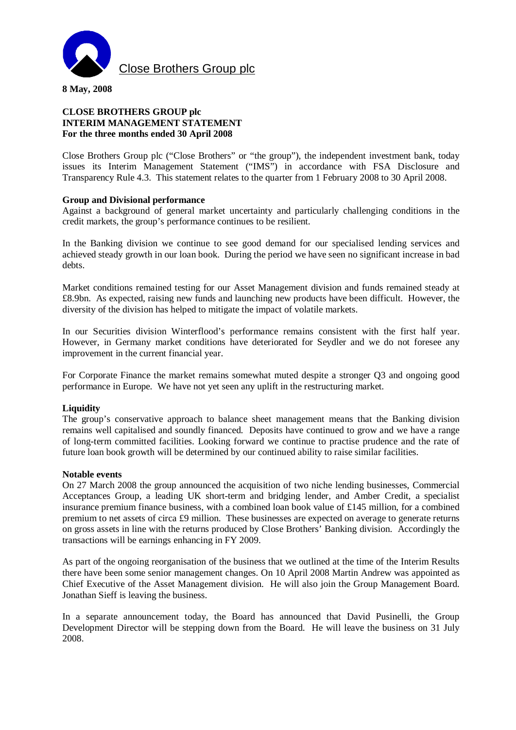Close Brothers Group plc

**8 May, 2008**

**CLOSE BROTHERS GROUP plc**
**INTERIM MANAGEMENT STATEMENT**
**For the three months ended 30 April 2008**

Close Brothers Group plc ("Close Brothers" or "the group"), the independent investment bank, today issues its Interim Management Statement ("IMS") in accordance with FSA Disclosure and Transparency Rule 4.3. This statement relates to the quarter from 1 February 2008 to 30 April 2008.

**Group and Divisional performance**

Against a background of general market uncertainty and particularly challenging conditions in the credit markets, the group's performance continues to be resilient.

In the Banking division we continue to see good demand for our specialised lending services and achieved steady growth in our loan book. During the period we have seen no significant increase in bad debts.

Market conditions remained testing for our Asset Management division and funds remained steady at £8.9bn. As expected, raising new funds and launching new products have been difficult. However, the diversity of the division has helped to mitigate the impact of volatile markets.

In our Securities division Winterflood's performance remains consistent with the first half year. However, in Germany market conditions have deteriorated for Seydler and we do not foresee any improvement in the current financial year.

For Corporate Finance the market remains somewhat muted despite a stronger Q3 and ongoing good performance in Europe. We have not yet seen any uplift in the restructuring market.

**Liquidity**

The group's conservative approach to balance sheet management means that the Banking division remains well capitalised and soundly financed. Deposits have continued to grow and we have a range of long-term committed facilities. Looking forward we continue to practise prudence and the rate of future loan book growth will be determined by our continued ability to raise similar facilities.

**Notable events**

On 27 March 2008 the group announced the acquisition of two niche lending businesses, Commercial Acceptances Group, a leading UK short-term and bridging lender, and Amber Credit, a specialist insurance premium finance business, with a combined loan book value of £145 million, for a combined premium to net assets of circa £9 million. These businesses are expected on average to generate returns on gross assets in line with the returns produced by Close Brothers' Banking division. Accordingly the transactions will be earnings enhancing in FY 2009.

As part of the ongoing reorganisation of the business that we outlined at the time of the Interim Results there have been some senior management changes. On 10 April 2008 Martin Andrew was appointed as Chief Executive of the Asset Management division. He will also join the Group Management Board. Jonathan Sieff is leaving the business.

In a separate announcement today, the Board has announced that David Pusinelli, the Group Development Director will be stepping down from the Board. He will leave the business on 31 July 2008.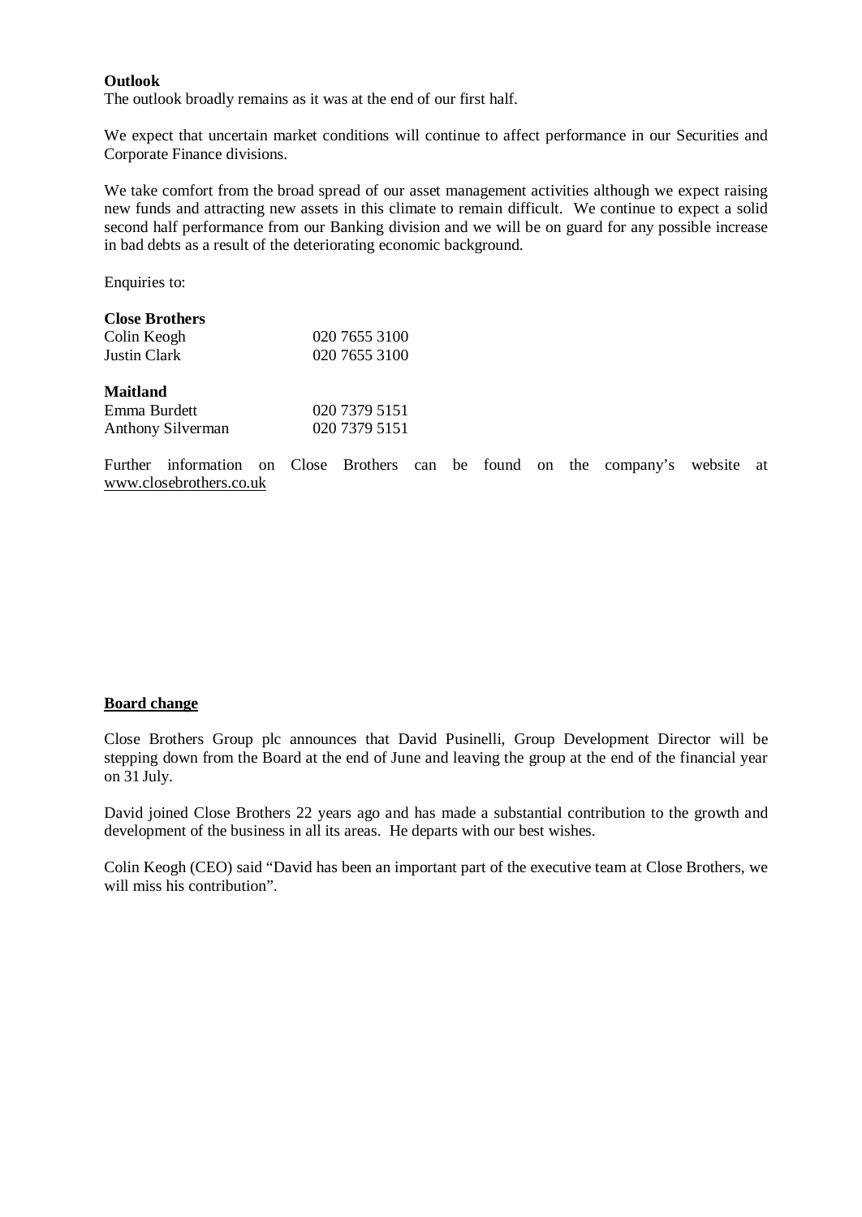**Outlook**

The outlook broadly remains as it was at the end of our first half.

We expect that uncertain market conditions will continue to affect performance in our Securities and Corporate Finance divisions.

We take comfort from the broad spread of our asset management activities although we expect raising new funds and attracting new assets in this climate to remain difficult. We continue to expect a solid second half performance from our Banking division and we will be on guard for any possible increase in bad debts as a result of the deteriorating economic background.

Enquiries to:

| | |
|---|---|
| **Close Brothers** | |
| Colin Keogh | 020 7655 3100 |
| Justin Clark | 020 7655 3100 |
| | |
| **Maitland** | |
| Emma Burdett | 020 7379 5151 |
| Anthony Silverman | 020 7379 5151 |

Further information on Close Brothers can be found on the company's website at www.closebrothers.co.uk

**Board change**

Close Brothers Group plc announces that David Pusinelli, Group Development Director will be stepping down from the Board at the end of June and leaving the group at the end of the financial year on 31 July.

David joined Close Brothers 22 years ago and has made a substantial contribution to the growth and development of the business in all its areas. He departs with our best wishes.

Colin Keogh (CEO) said "David has been an important part of the executive team at Close Brothers, we will miss his contribution".